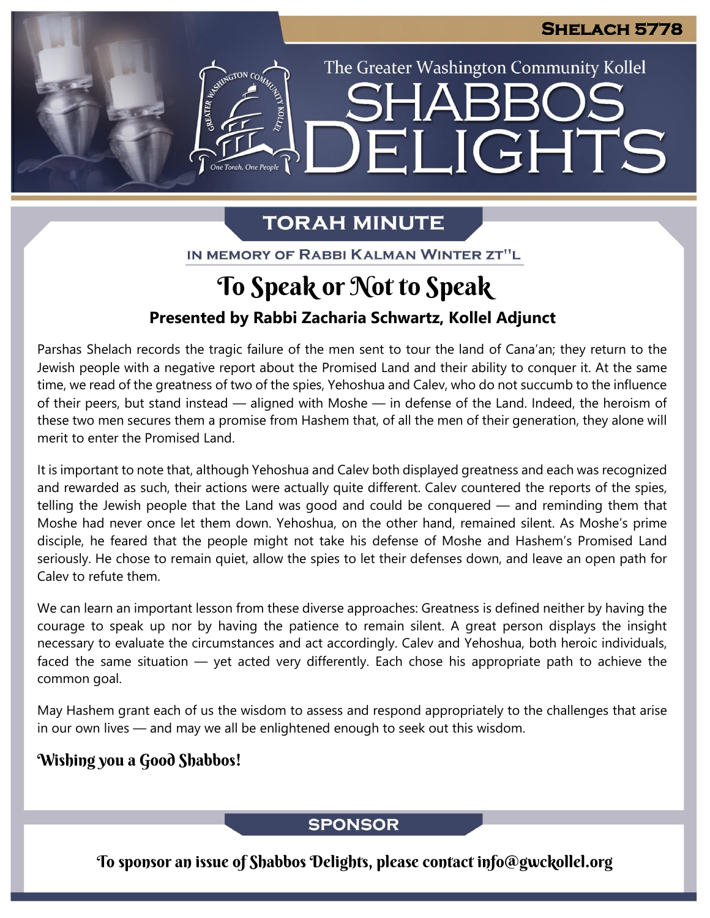**Shelach 5778**

The Greater Washington Community Kollel

# Shabbos Delights

## Torah Minute

In memory of Rabbi Kalman Winter zt"l

# To Speak or Not to Speak

### Presented by Rabbi Zacharia Schwartz, Kollel Adjunct

Parshas Shelach records the tragic failure of the men sent to tour the land of Cana'an; they return to the Jewish people with a negative report about the Promised Land and their ability to conquer it. At the same time, we read of the greatness of two of the spies, Yehoshua and Calev, who do not succumb to the influence of their peers, but stand instead — aligned with Moshe — in defense of the Land. Indeed, the heroism of these two men secures them a promise from Hashem that, of all the men of their generation, they alone will merit to enter the Promised Land.

It is important to note that, although Yehoshua and Calev both displayed greatness and each was recognized and rewarded as such, their actions were actually quite different. Calev countered the reports of the spies, telling the Jewish people that the Land was good and could be conquered — and reminding them that Moshe had never once let them down. Yehoshua, on the other hand, remained silent. As Moshe's prime disciple, he feared that the people might not take his defense of Moshe and Hashem's Promised Land seriously. He chose to remain quiet, allow the spies to let their defenses down, and leave an open path for Calev to refute them.

We can learn an important lesson from these diverse approaches: Greatness is defined neither by having the courage to speak up nor by having the patience to remain silent. A great person displays the insight necessary to evaluate the circumstances and act accordingly. Calev and Yehoshua, both heroic individuals, faced the same situation — yet acted very differently. Each chose his appropriate path to achieve the common goal.

May Hashem grant each of us the wisdom to assess and respond appropriately to the challenges that arise in our own lives — and may we all be enlightened enough to seek out this wisdom.

*Wishing you a Good Shabbos!*

## Sponsor

To sponsor an issue of Shabbos Delights, please contact info@gwckollel.org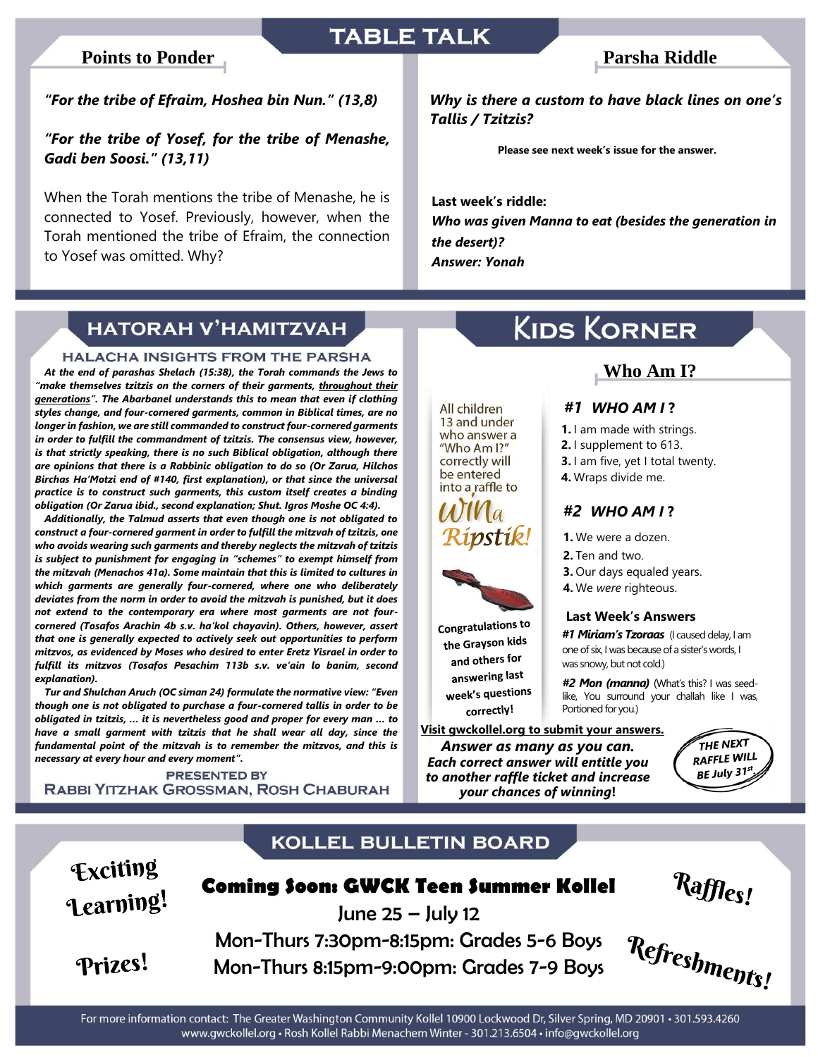# TABLE TALK

## Points to Ponder

***"For the tribe of Efraim, Hoshea bin Nun." (13,8)***

***"For the tribe of Yosef, for the tribe of Menashe, Gadi ben Soosi." (13,11)***

When the Torah mentions the tribe of Menashe, he is connected to Yosef. Previously, however, when the Torah mentioned the tribe of Efraim, the connection to Yosef was omitted. Why?

## Parsha Riddle

***Why is there a custom to have black lines on one's Tallis / Tzitzis?***

**Please see next week's issue for the answer.**

**Last week's riddle:**

***Who was given Manna to eat (besides the generation in the desert)?***

***Answer: Yonah***

# HATORAH V'HAMITZVAH

## HALACHA INSIGHTS FROM THE PARSHA

***At the end of parashas Shelach (15:38), the Torah commands the Jews to "make themselves tzitzis on the corners of their garments, <u>throughout their generations</u>". The Abarbanel understands this to mean that even if clothing styles change, and four-cornered garments, common in Biblical times, are no longer in fashion, we are still commanded to construct four-cornered garments in order to fulfill the commandment of tzitzis. The consensus view, however, is that strictly speaking, there is no such Biblical obligation, although there are opinions that there is a Rabbinic obligation to do so (Or Zarua, Hilchos Birchas Ha'Motzi end of #140, first explanation), or that since the universal practice is to construct such garments, this custom itself creates a binding obligation (Or Zarua ibid., second explanation; Shut. Igros Moshe OC 4:4).***

***Additionally, the Talmud asserts that even though one is not obligated to construct a four-cornered garment in order to fulfill the mitzvah of tzitzis, one who avoids wearing such garments and thereby neglects the mitzvah of tzitzis is subject to punishment for engaging in "schemes" to exempt himself from the mitzvah (Menachos 41a). Some maintain that this is limited to cultures in which garments are generally four-cornered, where one who deliberately deviates from the norm in order to avoid the mitzvah is punished, but it does not extend to the contemporary era where most garments are not four-cornered (Tosafos Arachin 4b s.v. ha'kol chayavin). Others, however, assert that one is generally expected to actively seek out opportunities to perform mitzvos, as evidenced by Moses who desired to enter Eretz Yisrael in order to fulfill its mitzvos (Tosafos Pesachim 113b s.v. ve'ain lo banim, second explanation).***

***Tur and Shulchan Aruch (OC siman 24) formulate the normative view: "Even though one is not obligated to purchase a four-cornered tallis in order to be obligated in tzitzis, ... it is nevertheless good and proper for every man ... to have a small garment with tzitzis that he shall wear all day, since the fundamental point of the mitzvah is to remember the mitzvos, and this is necessary at every hour and every moment".***

PRESENTED BY
RABBI YITZHAK GROSSMAN, ROSH CHABURAH

# KIDS KORNER

All children 13 and under who answer a "Who Am I?" correctly will be entered into a raffle to **Win a Ripstik!**

**Congratulations to the Grayson kids and others for answering last week's questions correctly!**

## Who Am I?

### #1 WHO AM I ?

1. I am made with strings.
2. I supplement to 613.
3. I am five, yet I total twenty.
4. Wraps divide me.

### #2 WHO AM I ?

1. We were a dozen.
2. Ten and two.
3. Our days equaled years.
4. We *were* righteous.

### Last Week's Answers

***#1 Miriam's Tzoraas*** (I caused delay, I am one of six, I was because of a sister's words, I was snowy, but not cold.)

***#2 Mon (manna)*** (What's this? I was seed-like, You surround your challah like I was, Portioned for you.)

**<u>Visit gwckollel.org to submit your answers.</u>**

***Answer as many as you can. Each correct answer will entitle you to another raffle ticket and increase your chances of winning!***

***THE NEXT RAFFLE WILL BE July 31st.***

# KOLLEL BULLETIN BOARD

Exciting Learning!

Prizes!

**Coming Soon: GWCK Teen Summer Kollel**

June 25 – July 12

Mon-Thurs 7:30pm-8:15pm: Grades 5-6 Boys

Mon-Thurs 8:15pm-9:00pm: Grades 7-9 Boys

Raffles!

Refreshments!

For more information contact: The Greater Washington Community Kollel 10900 Lockwood Dr, Silver Spring, MD 20901 • 301.593.4260
www.gwckollel.org • Rosh Kollel Rabbi Menachem Winter - 301.213.6504 • info@gwckollel.org